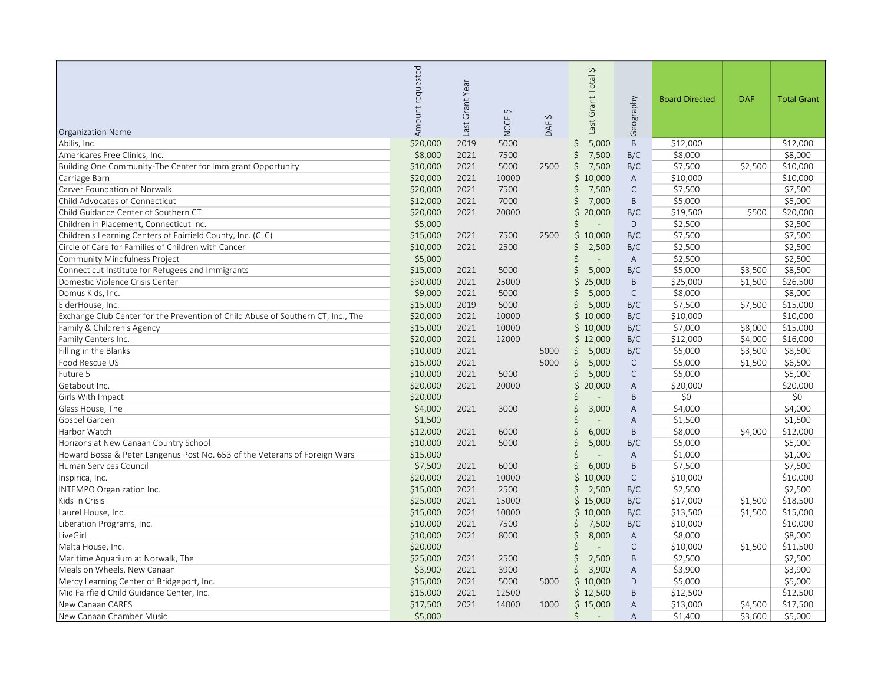| Organization Name | Amount requested | Last Grant Year | NCCF $ | DAF $ | Last Grant Total $ | Geography | Board Directed | DAF | Total Grant |
|---|---|---|---|---|---|---|---|---|---|
| Abilis, Inc. | $20,000 | 2019 | 5000 | | $ 5,000 | B | $12,000 | | $12,000 |
| Americares Free Clinics, Inc. | $8,000 | 2021 | 7500 | | $ 7,500 | B/C | $8,000 | | $8,000 |
| Building One Community-The Center for Immigrant Opportunity | $10,000 | 2021 | 5000 | 2500 | $ 7,500 | B/C | $7,500 | $2,500 | $10,000 |
| Carriage Barn | $20,000 | 2021 | 10000 | | $ 10,000 | A | $10,000 | | $10,000 |
| Carver Foundation of Norwalk | $20,000 | 2021 | 7500 | | $ 7,500 | C | $7,500 | | $7,500 |
| Child Advocates of Connecticut | $12,000 | 2021 | 7000 | | $ 7,000 | B | $5,000 | | $5,000 |
| Child Guidance Center of Southern CT | $20,000 | 2021 | 20000 | | $ 20,000 | B/C | $19,500 | $500 | $20,000 |
| Children in Placement, Connecticut Inc. | $5,000 | | | | $ - | D | $2,500 | | $2,500 |
| Children's Learning Centers of Fairfield County, Inc. (CLC) | $15,000 | 2021 | 7500 | 2500 | $ 10,000 | B/C | $7,500 | | $7,500 |
| Circle of Care for Families of Children with Cancer | $10,000 | 2021 | 2500 | | $ 2,500 | B/C | $2,500 | | $2,500 |
| Community Mindfulness Project | $5,000 | | | | $ - | A | $2,500 | | $2,500 |
| Connecticut Institute for Refugees and Immigrants | $15,000 | 2021 | 5000 | | $ 5,000 | B/C | $5,000 | $3,500 | $8,500 |
| Domestic Violence Crisis Center | $30,000 | 2021 | 25000 | | $ 25,000 | B | $25,000 | $1,500 | $26,500 |
| Domus Kids, Inc. | $9,000 | 2021 | 5000 | | $ 5,000 | C | $8,000 | | $8,000 |
| ElderHouse, Inc. | $15,000 | 2019 | 5000 | | $ 5,000 | B/C | $7,500 | $7,500 | $15,000 |
| Exchange Club Center for the Prevention of Child Abuse of Southern CT, Inc., The | $20,000 | 2021 | 10000 | | $ 10,000 | B/C | $10,000 | | $10,000 |
| Family & Children's Agency | $15,000 | 2021 | 10000 | | $ 10,000 | B/C | $7,000 | $8,000 | $15,000 |
| Family Centers Inc. | $20,000 | 2021 | 12000 | | $ 12,000 | B/C | $12,000 | $4,000 | $16,000 |
| Filling in the Blanks | $10,000 | 2021 | | 5000 | $ 5,000 | B/C | $5,000 | $3,500 | $8,500 |
| Food Rescue US | $15,000 | 2021 | | 5000 | $ 5,000 | C | $5,000 | $1,500 | $6,500 |
| Future 5 | $10,000 | 2021 | 5000 | | $ 5,000 | C | $5,000 | | $5,000 |
| Getabout Inc. | $20,000 | 2021 | 20000 | | $ 20,000 | A | $20,000 | | $20,000 |
| Girls With Impact | $20,000 | | | | $ - | B | $0 | | $0 |
| Glass House, The | $4,000 | 2021 | 3000 | | $ 3,000 | A | $4,000 | | $4,000 |
| Gospel Garden | $1,500 | | | | $ - | A | $1,500 | | $1,500 |
| Harbor Watch | $12,000 | 2021 | 6000 | | $ 6,000 | B | $8,000 | $4,000 | $12,000 |
| Horizons at New Canaan Country School | $10,000 | 2021 | 5000 | | $ 5,000 | B/C | $5,000 | | $5,000 |
| Howard Bossa & Peter Langenus Post No. 653 of the Veterans of Foreign Wars | $15,000 | | | | $ - | A | $1,000 | | $1,000 |
| Human Services Council | $7,500 | 2021 | 6000 | | $ 6,000 | B | $7,500 | | $7,500 |
| Inspirica, Inc. | $20,000 | 2021 | 10000 | | $ 10,000 | C | $10,000 | | $10,000 |
| INTEMPO Organization Inc. | $15,000 | 2021 | 2500 | | $ 2,500 | B/C | $2,500 | | $2,500 |
| Kids In Crisis | $25,000 | 2021 | 15000 | | $ 15,000 | B/C | $17,000 | $1,500 | $18,500 |
| Laurel House, Inc. | $15,000 | 2021 | 10000 | | $ 10,000 | B/C | $13,500 | $1,500 | $15,000 |
| Liberation Programs, Inc. | $10,000 | 2021 | 7500 | | $ 7,500 | B/C | $10,000 | | $10,000 |
| LiveGirl | $10,000 | 2021 | 8000 | | $ 8,000 | A | $8,000 | | $8,000 |
| Malta House, Inc. | $20,000 | | | | $ - | C | $10,000 | $1,500 | $11,500 |
| Maritime Aquarium at Norwalk, The | $25,000 | 2021 | 2500 | | $ 2,500 | B | $2,500 | | $2,500 |
| Meals on Wheels, New Canaan | $3,900 | 2021 | 3900 | | $ 3,900 | A | $3,900 | | $3,900 |
| Mercy Learning Center of Bridgeport, Inc. | $15,000 | 2021 | 5000 | 5000 | $ 10,000 | D | $5,000 | | $5,000 |
| Mid Fairfield Child Guidance Center, Inc. | $15,000 | 2021 | 12500 | | $ 12,500 | B | $12,500 | | $12,500 |
| New Canaan CARES | $17,500 | 2021 | 14000 | 1000 | $ 15,000 | A | $13,000 | $4,500 | $17,500 |
| New Canaan Chamber Music | $5,000 | | | | $ - | A | $1,400 | $3,600 | $5,000 |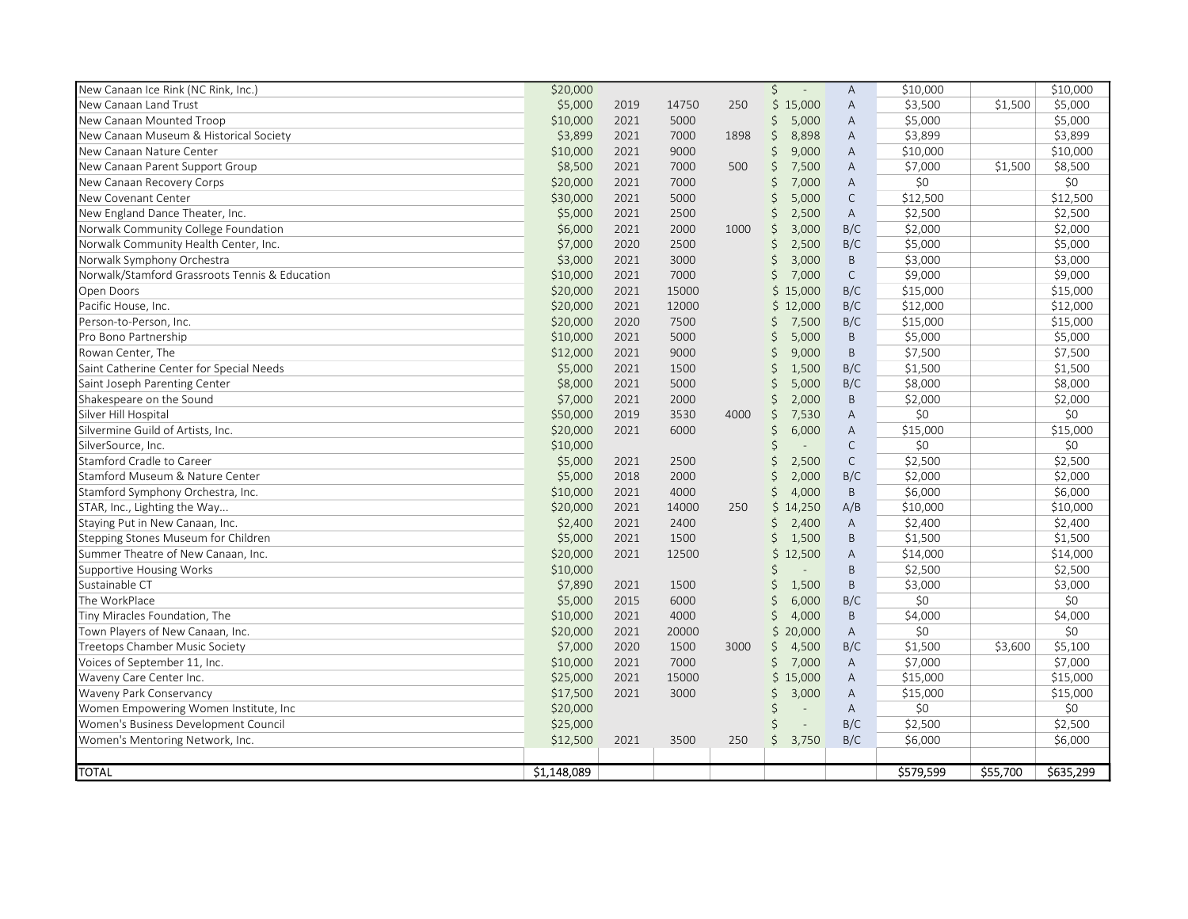| | | | | | | | | | |
|---|---|---|---|---|---|---|---|---|---|
| New Canaan Ice Rink (NC Rink, Inc.) | $20,000 | | | | $ - | A | $10,000 | | $10,000 |
| New Canaan Land Trust | $5,000 | 2019 | 14750 | 250 | $ 15,000 | A | $3,500 | $1,500 | $5,000 |
| New Canaan Mounted Troop | $10,000 | 2021 | 5000 | | $ 5,000 | A | $5,000 | | $5,000 |
| New Canaan Museum & Historical Society | $3,899 | 2021 | 7000 | 1898 | $ 8,898 | A | $3,899 | | $3,899 |
| New Canaan Nature Center | $10,000 | 2021 | 9000 | | $ 9,000 | A | $10,000 | | $10,000 |
| New Canaan Parent Support Group | $8,500 | 2021 | 7000 | 500 | $ 7,500 | A | $7,000 | $1,500 | $8,500 |
| New Canaan Recovery Corps | $20,000 | 2021 | 7000 | | $ 7,000 | A | $0 | | $0 |
| New Covenant Center | $30,000 | 2021 | 5000 | | $ 5,000 | C | $12,500 | | $12,500 |
| New England Dance Theater, Inc. | $5,000 | 2021 | 2500 | | $ 2,500 | A | $2,500 | | $2,500 |
| Norwalk Community College Foundation | $6,000 | 2021 | 2000 | 1000 | $ 3,000 | B/C | $2,000 | | $2,000 |
| Norwalk Community Health Center, Inc. | $7,000 | 2020 | 2500 | | $ 2,500 | B/C | $5,000 | | $5,000 |
| Norwalk Symphony Orchestra | $3,000 | 2021 | 3000 | | $ 3,000 | B | $3,000 | | $3,000 |
| Norwalk/Stamford Grassroots Tennis & Education | $10,000 | 2021 | 7000 | | $ 7,000 | C | $9,000 | | $9,000 |
| Open Doors | $20,000 | 2021 | 15000 | | $ 15,000 | B/C | $15,000 | | $15,000 |
| Pacific House, Inc. | $20,000 | 2021 | 12000 | | $ 12,000 | B/C | $12,000 | | $12,000 |
| Person-to-Person, Inc. | $20,000 | 2020 | 7500 | | $ 7,500 | B/C | $15,000 | | $15,000 |
| Pro Bono Partnership | $10,000 | 2021 | 5000 | | $ 5,000 | B | $5,000 | | $5,000 |
| Rowan Center, The | $12,000 | 2021 | 9000 | | $ 9,000 | B | $7,500 | | $7,500 |
| Saint Catherine Center for Special Needs | $5,000 | 2021 | 1500 | | $ 1,500 | B/C | $1,500 | | $1,500 |
| Saint Joseph Parenting Center | $8,000 | 2021 | 5000 | | $ 5,000 | B/C | $8,000 | | $8,000 |
| Shakespeare on the Sound | $7,000 | 2021 | 2000 | | $ 2,000 | B | $2,000 | | $2,000 |
| Silver Hill Hospital | $50,000 | 2019 | 3530 | 4000 | $ 7,530 | A | $0 | | $0 |
| Silvermine Guild of Artists, Inc. | $20,000 | 2021 | 6000 | | $ 6,000 | A | $15,000 | | $15,000 |
| SilverSource, Inc. | $10,000 | | | | $ - | C | $0 | | $0 |
| Stamford Cradle to Career | $5,000 | 2021 | 2500 | | $ 2,500 | C | $2,500 | | $2,500 |
| Stamford Museum & Nature Center | $5,000 | 2018 | 2000 | | $ 2,000 | B/C | $2,000 | | $2,000 |
| Stamford Symphony Orchestra, Inc. | $10,000 | 2021 | 4000 | | $ 4,000 | B | $6,000 | | $6,000 |
| STAR, Inc., Lighting the Way... | $20,000 | 2021 | 14000 | 250 | $ 14,250 | A/B | $10,000 | | $10,000 |
| Staying Put in New Canaan, Inc. | $2,400 | 2021 | 2400 | | $ 2,400 | A | $2,400 | | $2,400 |
| Stepping Stones Museum for Children | $5,000 | 2021 | 1500 | | $ 1,500 | B | $1,500 | | $1,500 |
| Summer Theatre of New Canaan, Inc. | $20,000 | 2021 | 12500 | | $ 12,500 | A | $14,000 | | $14,000 |
| Supportive Housing Works | $10,000 | | | | $ - | B | $2,500 | | $2,500 |
| Sustainable CT | $7,890 | 2021 | 1500 | | $ 1,500 | B | $3,000 | | $3,000 |
| The WorkPlace | $5,000 | 2015 | 6000 | | $ 6,000 | B/C | $0 | | $0 |
| Tiny Miracles Foundation, The | $10,000 | 2021 | 4000 | | $ 4,000 | B | $4,000 | | $4,000 |
| Town Players of New Canaan, Inc. | $20,000 | 2021 | 20000 | | $ 20,000 | A | $0 | | $0 |
| Treetops Chamber Music Society | $7,000 | 2020 | 1500 | 3000 | $ 4,500 | B/C | $1,500 | $3,600 | $5,100 |
| Voices of September 11, Inc. | $10,000 | 2021 | 7000 | | $ 7,000 | A | $7,000 | | $7,000 |
| Waveny Care Center Inc. | $25,000 | 2021 | 15000 | | $ 15,000 | A | $15,000 | | $15,000 |
| Waveny Park Conservancy | $17,500 | 2021 | 3000 | | $ 3,000 | A | $15,000 | | $15,000 |
| Women Empowering Women Institute, Inc | $20,000 | | | | $ - | A | $0 | | $0 |
| Women's Business Development Council | $25,000 | | | | $ - | B/C | $2,500 | | $2,500 |
| Women's Mentoring Network, Inc. | $12,500 | 2021 | 3500 | 250 | $ 3,750 | B/C | $6,000 | | $6,000 |
| | | | | | | | | | |
| TOTAL | $1,148,089 | | | | | | $579,599 | $55,700 | $635,299 |